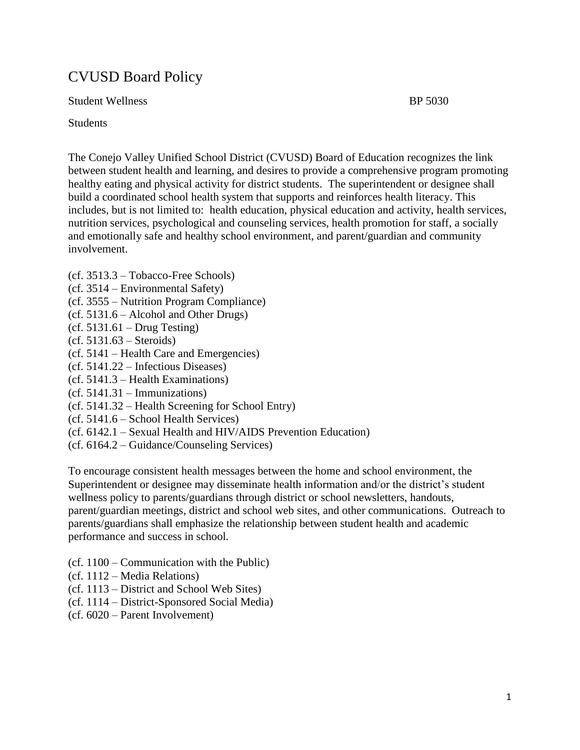# CVUSD Board Policy

Student Wellness BP 5030

Students

The Conejo Valley Unified School District (CVUSD) Board of Education recognizes the link between student health and learning, and desires to provide a comprehensive program promoting healthy eating and physical activity for district students. The superintendent or designee shall build a coordinated school health system that supports and reinforces health literacy. This includes, but is not limited to: health education, physical education and activity, health services, nutrition services, psychological and counseling services, health promotion for staff, a socially and emotionally safe and healthy school environment, and parent/guardian and community involvement.

(cf. 3513.3 – Tobacco-Free Schools)
(cf. 3514 – Environmental Safety)
(cf. 3555 – Nutrition Program Compliance)
(cf. 5131.6 – Alcohol and Other Drugs)
(cf. 5131.61 – Drug Testing)
(cf. 5131.63 – Steroids)
(cf. 5141 – Health Care and Emergencies)
(cf. 5141.22 – Infectious Diseases)
(cf. 5141.3 – Health Examinations)
(cf. 5141.31 – Immunizations)
(cf. 5141.32 – Health Screening for School Entry)
(cf. 5141.6 – School Health Services)
(cf. 6142.1 – Sexual Health and HIV/AIDS Prevention Education)
(cf. 6164.2 – Guidance/Counseling Services)

To encourage consistent health messages between the home and school environment, the Superintendent or designee may disseminate health information and/or the district's student wellness policy to parents/guardians through district or school newsletters, handouts, parent/guardian meetings, district and school web sites, and other communications. Outreach to parents/guardians shall emphasize the relationship between student health and academic performance and success in school.

(cf. 1100 – Communication with the Public)
(cf. 1112 – Media Relations)
(cf. 1113 – District and School Web Sites)
(cf. 1114 – District-Sponsored Social Media)
(cf. 6020 – Parent Involvement)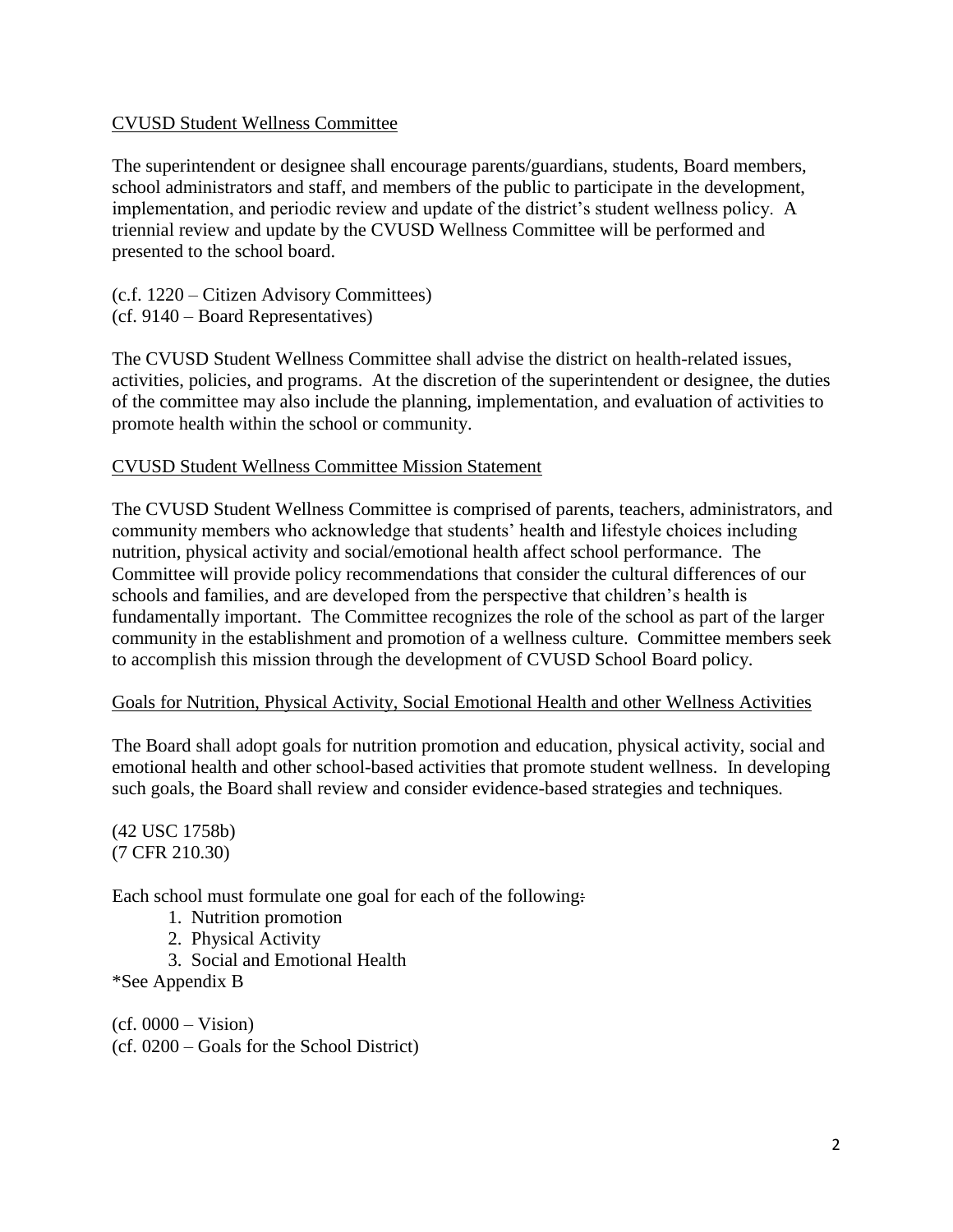## CVUSD Student Wellness Committee

The superintendent or designee shall encourage parents/guardians, students, Board members, school administrators and staff, and members of the public to participate in the development, implementation, and periodic review and update of the district's student wellness policy. A triennial review and update by the CVUSD Wellness Committee will be performed and presented to the school board.

(c.f. 1220 – Citizen Advisory Committees)
(cf. 9140 – Board Representatives)

The CVUSD Student Wellness Committee shall advise the district on health-related issues, activities, policies, and programs. At the discretion of the superintendent or designee, the duties of the committee may also include the planning, implementation, and evaluation of activities to promote health within the school or community.

## CVUSD Student Wellness Committee Mission Statement

The CVUSD Student Wellness Committee is comprised of parents, teachers, administrators, and community members who acknowledge that students' health and lifestyle choices including nutrition, physical activity and social/emotional health affect school performance. The Committee will provide policy recommendations that consider the cultural differences of our schools and families, and are developed from the perspective that children's health is fundamentally important. The Committee recognizes the role of the school as part of the larger community in the establishment and promotion of a wellness culture. Committee members seek to accomplish this mission through the development of CVUSD School Board policy.

## Goals for Nutrition, Physical Activity, Social Emotional Health and other Wellness Activities

The Board shall adopt goals for nutrition promotion and education, physical activity, social and emotional health and other school-based activities that promote student wellness. In developing such goals, the Board shall review and consider evidence-based strategies and techniques.

(42 USC 1758b)
(7 CFR 210.30)

Each school must formulate one goal for each of the following:

1. Nutrition promotion
2. Physical Activity
3. Social and Emotional Health

*See Appendix B

(cf. 0000 – Vision)
(cf. 0200 – Goals for the School District)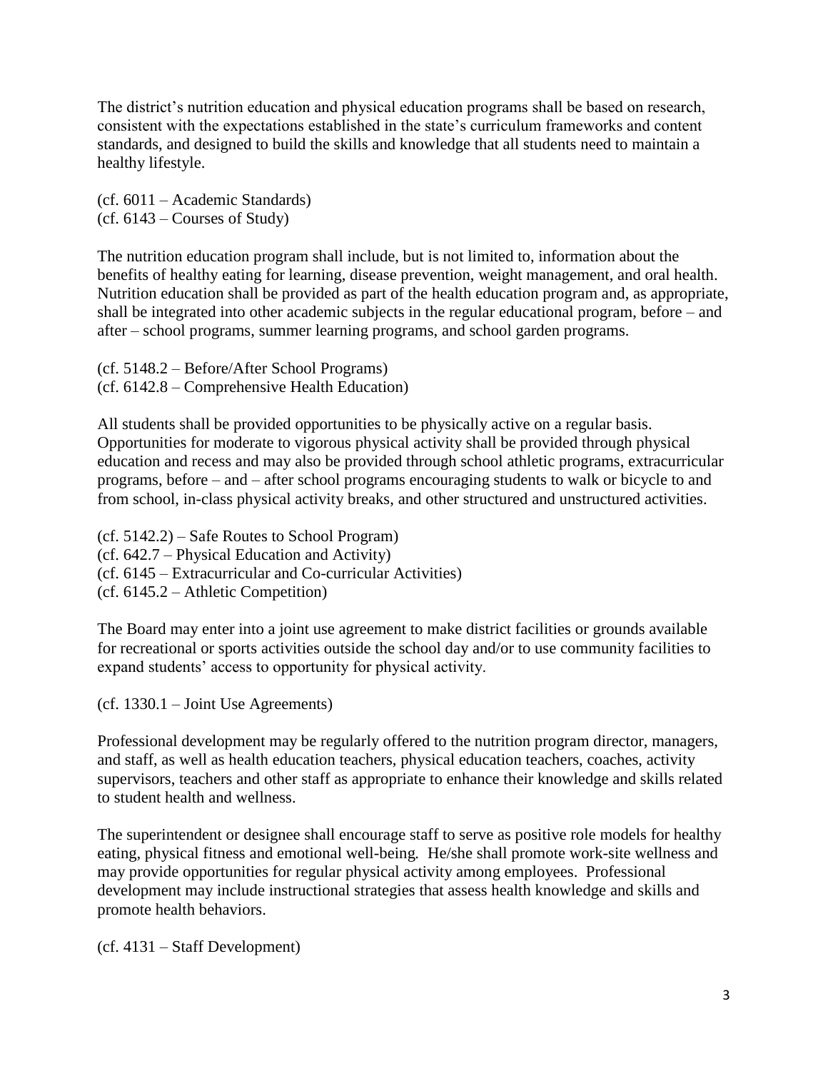The district's nutrition education and physical education programs shall be based on research, consistent with the expectations established in the state's curriculum frameworks and content standards, and designed to build the skills and knowledge that all students need to maintain a healthy lifestyle.

(cf. 6011 – Academic Standards)
(cf. 6143 – Courses of Study)

The nutrition education program shall include, but is not limited to, information about the benefits of healthy eating for learning, disease prevention, weight management, and oral health. Nutrition education shall be provided as part of the health education program and, as appropriate, shall be integrated into other academic subjects in the regular educational program, before – and after – school programs, summer learning programs, and school garden programs.

(cf. 5148.2 – Before/After School Programs)
(cf. 6142.8 – Comprehensive Health Education)

All students shall be provided opportunities to be physically active on a regular basis. Opportunities for moderate to vigorous physical activity shall be provided through physical education and recess and may also be provided through school athletic programs, extracurricular programs, before – and – after school programs encouraging students to walk or bicycle to and from school, in-class physical activity breaks, and other structured and unstructured activities.

(cf. 5142.2) – Safe Routes to School Program)
(cf. 642.7 – Physical Education and Activity)
(cf. 6145 – Extracurricular and Co-curricular Activities)
(cf. 6145.2 – Athletic Competition)

The Board may enter into a joint use agreement to make district facilities or grounds available for recreational or sports activities outside the school day and/or to use community facilities to expand students' access to opportunity for physical activity.

(cf. 1330.1 – Joint Use Agreements)

Professional development may be regularly offered to the nutrition program director, managers, and staff, as well as health education teachers, physical education teachers, coaches, activity supervisors, teachers and other staff as appropriate to enhance their knowledge and skills related to student health and wellness.

The superintendent or designee shall encourage staff to serve as positive role models for healthy eating, physical fitness and emotional well-being. He/she shall promote work-site wellness and may provide opportunities for regular physical activity among employees. Professional development may include instructional strategies that assess health knowledge and skills and promote health behaviors.

(cf. 4131 – Staff Development)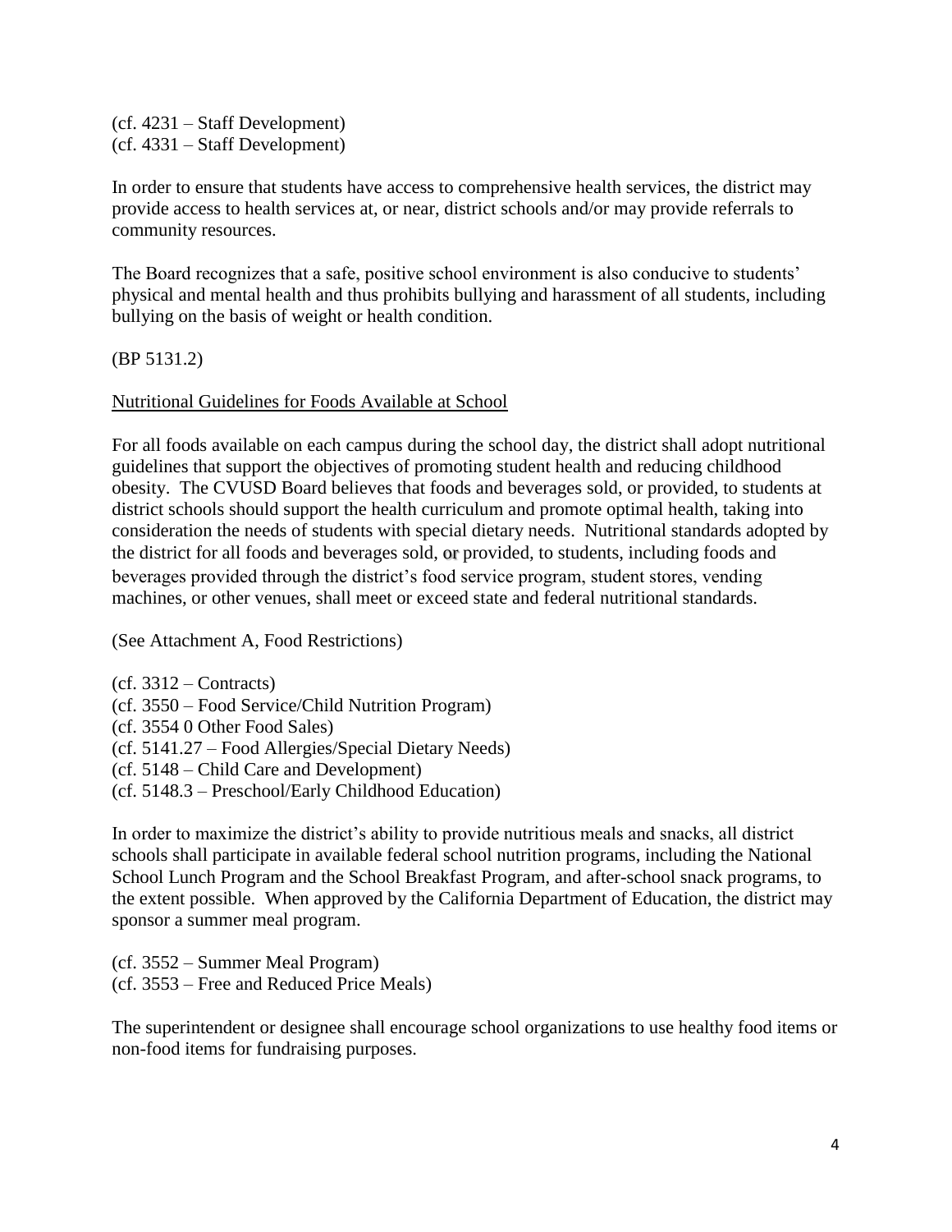(cf. 4231 – Staff Development)
(cf. 4331 – Staff Development)

In order to ensure that students have access to comprehensive health services, the district may provide access to health services at, or near, district schools and/or may provide referrals to community resources.

The Board recognizes that a safe, positive school environment is also conducive to students' physical and mental health and thus prohibits bullying and harassment of all students, including bullying on the basis of weight or health condition.

(BP 5131.2)

<u>Nutritional Guidelines for Foods Available at School</u>

For all foods available on each campus during the school day, the district shall adopt nutritional guidelines that support the objectives of promoting student health and reducing childhood obesity. The CVUSD Board believes that foods and beverages sold, or provided, to students at district schools should support the health curriculum and promote optimal health, taking into consideration the needs of students with special dietary needs. Nutritional standards adopted by the district for all foods and beverages sold, or provided, to students, including foods and beverages provided through the district's food service program, student stores, vending machines, or other venues, shall meet or exceed state and federal nutritional standards.

(See Attachment A, Food Restrictions)

(cf. 3312 – Contracts)
(cf. 3550 – Food Service/Child Nutrition Program)
(cf. 3554 0 Other Food Sales)
(cf. 5141.27 – Food Allergies/Special Dietary Needs)
(cf. 5148 – Child Care and Development)
(cf. 5148.3 – Preschool/Early Childhood Education)

In order to maximize the district's ability to provide nutritious meals and snacks, all district schools shall participate in available federal school nutrition programs, including the National School Lunch Program and the School Breakfast Program, and after-school snack programs, to the extent possible. When approved by the California Department of Education, the district may sponsor a summer meal program.

(cf. 3552 – Summer Meal Program)
(cf. 3553 – Free and Reduced Price Meals)

The superintendent or designee shall encourage school organizations to use healthy food items or non-food items for fundraising purposes.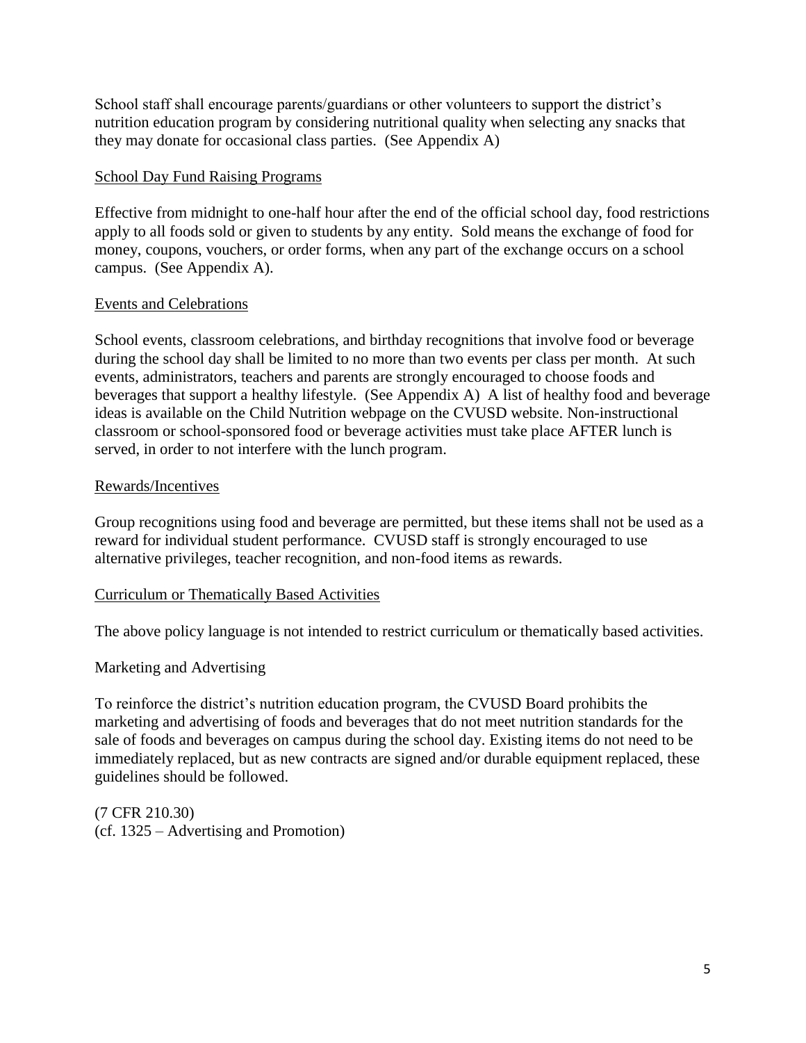School staff shall encourage parents/guardians or other volunteers to support the district's nutrition education program by considering nutritional quality when selecting any snacks that they may donate for occasional class parties. (See Appendix A)

<u>School Day Fund Raising Programs</u>

Effective from midnight to one-half hour after the end of the official school day, food restrictions apply to all foods sold or given to students by any entity. Sold means the exchange of food for money, coupons, vouchers, or order forms, when any part of the exchange occurs on a school campus. (See Appendix A).

<u>Events and Celebrations</u>

School events, classroom celebrations, and birthday recognitions that involve food or beverage during the school day shall be limited to no more than two events per class per month. At such events, administrators, teachers and parents are strongly encouraged to choose foods and beverages that support a healthy lifestyle. (See Appendix A) A list of healthy food and beverage ideas is available on the Child Nutrition webpage on the CVUSD website. Non-instructional classroom or school-sponsored food or beverage activities must take place AFTER lunch is served, in order to not interfere with the lunch program.

<u>Rewards/Incentives</u>

Group recognitions using food and beverage are permitted, but these items shall not be used as a reward for individual student performance. CVUSD staff is strongly encouraged to use alternative privileges, teacher recognition, and non-food items as rewards.

<u>Curriculum or Thematically Based Activities</u>

The above policy language is not intended to restrict curriculum or thematically based activities.

Marketing and Advertising

To reinforce the district's nutrition education program, the CVUSD Board prohibits the marketing and advertising of foods and beverages that do not meet nutrition standards for the sale of foods and beverages on campus during the school day. Existing items do not need to be immediately replaced, but as new contracts are signed and/or durable equipment replaced, these guidelines should be followed.

(7 CFR 210.30)
(cf. 1325 – Advertising and Promotion)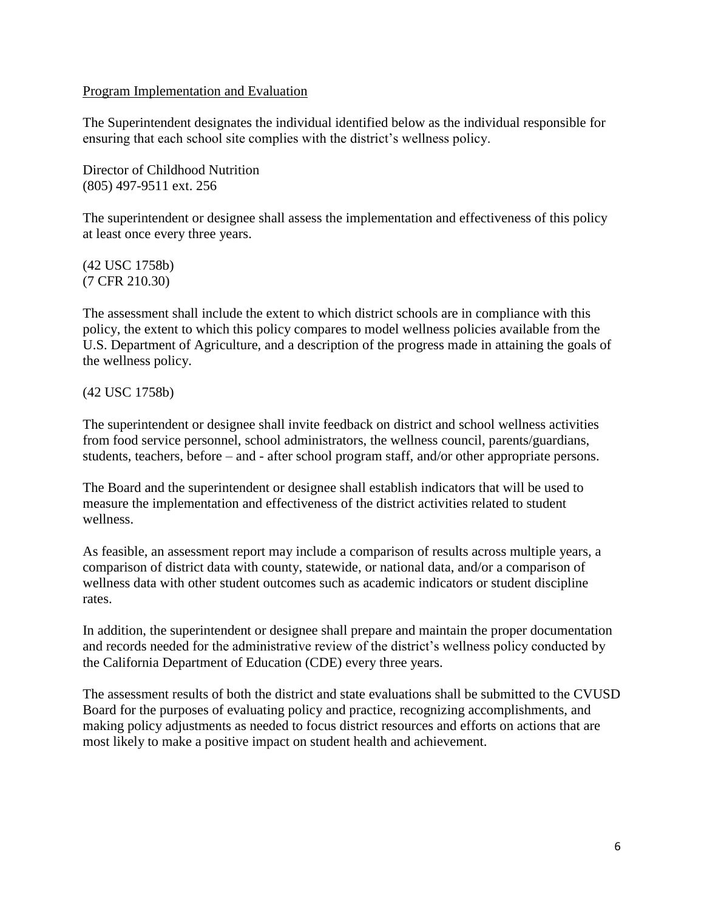<u>Program Implementation and Evaluation</u>

The Superintendent designates the individual identified below as the individual responsible for ensuring that each school site complies with the district's wellness policy.

Director of Childhood Nutrition
(805) 497-9511 ext. 256

The superintendent or designee shall assess the implementation and effectiveness of this policy at least once every three years.

(42 USC 1758b)
(7 CFR 210.30)

The assessment shall include the extent to which district schools are in compliance with this policy, the extent to which this policy compares to model wellness policies available from the U.S. Department of Agriculture, and a description of the progress made in attaining the goals of the wellness policy.

(42 USC 1758b)

The superintendent or designee shall invite feedback on district and school wellness activities from food service personnel, school administrators, the wellness council, parents/guardians, students, teachers, before – and - after school program staff, and/or other appropriate persons.

The Board and the superintendent or designee shall establish indicators that will be used to measure the implementation and effectiveness of the district activities related to student wellness.

As feasible, an assessment report may include a comparison of results across multiple years, a comparison of district data with county, statewide, or national data, and/or a comparison of wellness data with other student outcomes such as academic indicators or student discipline rates.

In addition, the superintendent or designee shall prepare and maintain the proper documentation and records needed for the administrative review of the district's wellness policy conducted by the California Department of Education (CDE) every three years.

The assessment results of both the district and state evaluations shall be submitted to the CVUSD Board for the purposes of evaluating policy and practice, recognizing accomplishments, and making policy adjustments as needed to focus district resources and efforts on actions that are most likely to make a positive impact on student health and achievement.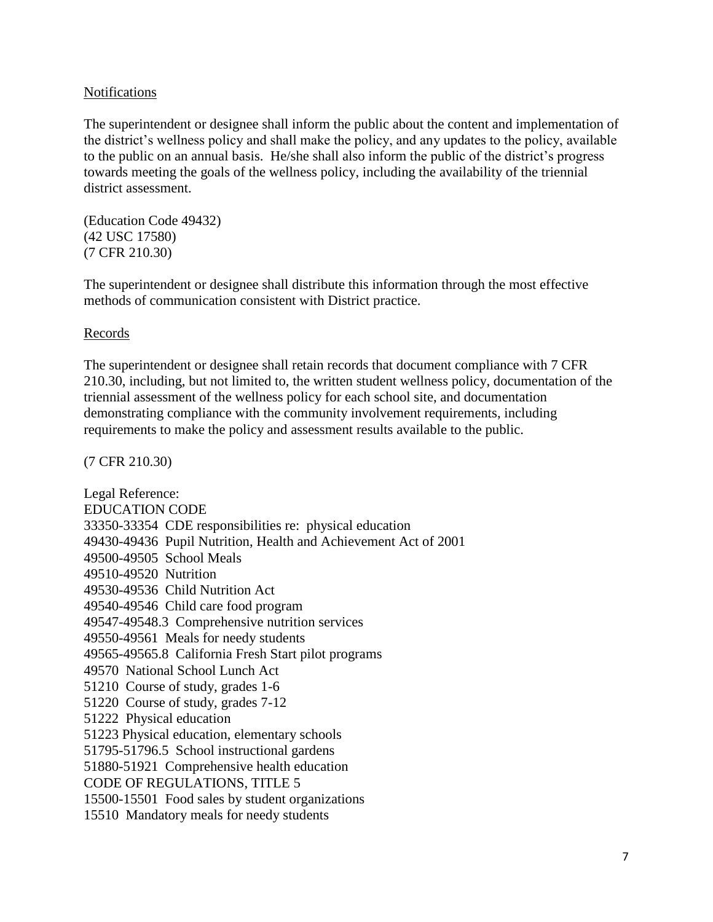Notifications

The superintendent or designee shall inform the public about the content and implementation of the district's wellness policy and shall make the policy, and any updates to the policy, available to the public on an annual basis. He/she shall also inform the public of the district's progress towards meeting the goals of the wellness policy, including the availability of the triennial district assessment.

(Education Code 49432)
(42 USC 17580)
(7 CFR 210.30)

The superintendent or designee shall distribute this information through the most effective methods of communication consistent with District practice.

Records

The superintendent or designee shall retain records that document compliance with 7 CFR 210.30, including, but not limited to, the written student wellness policy, documentation of the triennial assessment of the wellness policy for each school site, and documentation demonstrating compliance with the community involvement requirements, including requirements to make the policy and assessment results available to the public.

(7 CFR 210.30)

Legal Reference:
EDUCATION CODE
33350-33354 CDE responsibilities re: physical education
49430-49436 Pupil Nutrition, Health and Achievement Act of 2001
49500-49505 School Meals
49510-49520 Nutrition
49530-49536 Child Nutrition Act
49540-49546 Child care food program
49547-49548.3 Comprehensive nutrition services
49550-49561 Meals for needy students
49565-49565.8 California Fresh Start pilot programs
49570 National School Lunch Act
51210 Course of study, grades 1-6
51220 Course of study, grades 7-12
51222 Physical education
51223 Physical education, elementary schools
51795-51796.5 School instructional gardens
51880-51921 Comprehensive health education
CODE OF REGULATIONS, TITLE 5
15500-15501 Food sales by student organizations
15510 Mandatory meals for needy students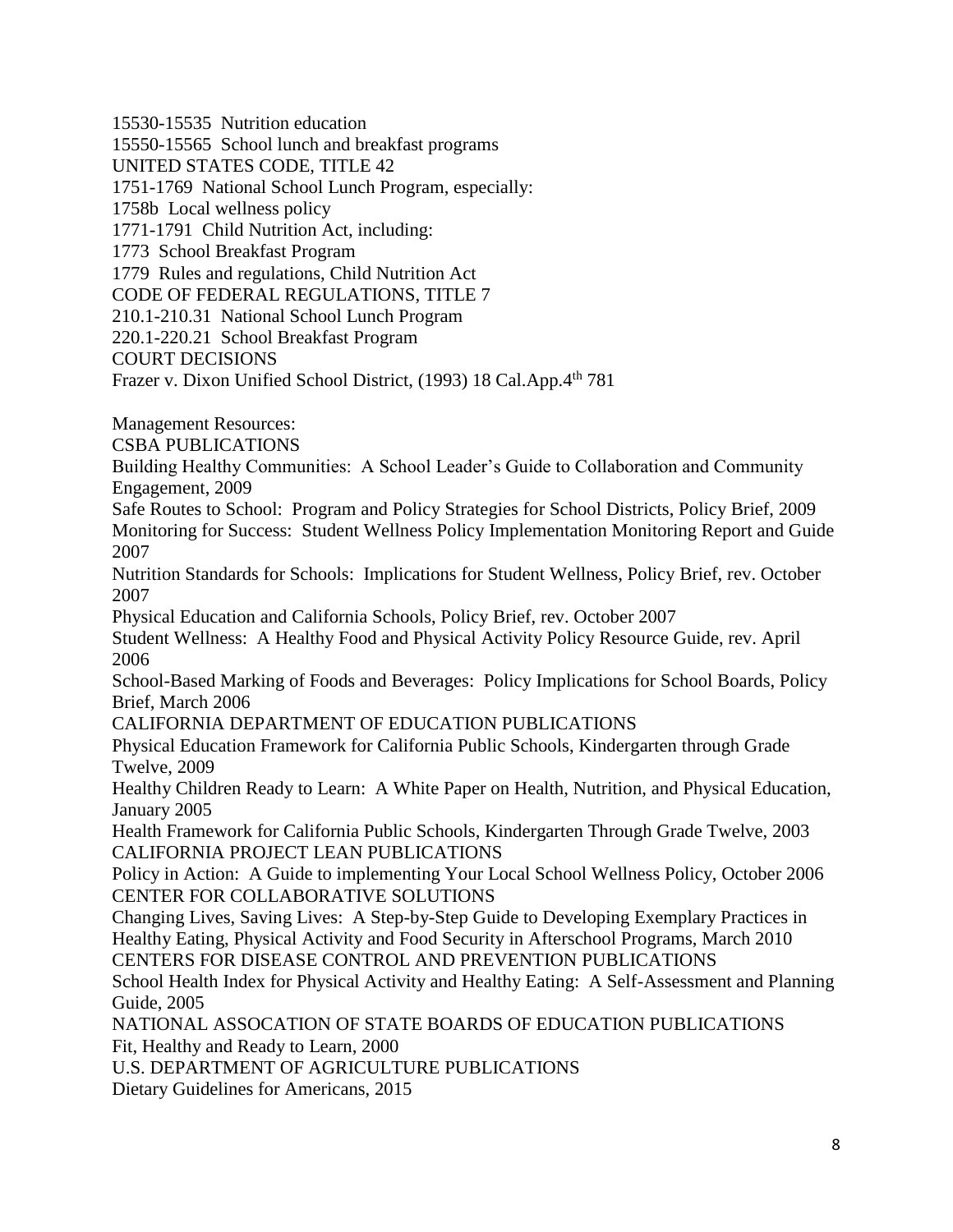15530-15535 Nutrition education

15550-15565 School lunch and breakfast programs

UNITED STATES CODE, TITLE 42

1751-1769 National School Lunch Program, especially:

1758b Local wellness policy

1771-1791 Child Nutrition Act, including:

1773 School Breakfast Program

1779 Rules and regulations, Child Nutrition Act

CODE OF FEDERAL REGULATIONS, TITLE 7

210.1-210.31 National School Lunch Program

220.1-220.21 School Breakfast Program

COURT DECISIONS

Frazer v. Dixon Unified School District, (1993) 18 Cal.App.4th 781

Management Resources:

CSBA PUBLICATIONS

Building Healthy Communities: A School Leader's Guide to Collaboration and Community Engagement, 2009

Safe Routes to School: Program and Policy Strategies for School Districts, Policy Brief, 2009

Monitoring for Success: Student Wellness Policy Implementation Monitoring Report and Guide 2007

Nutrition Standards for Schools: Implications for Student Wellness, Policy Brief, rev. October 2007

Physical Education and California Schools, Policy Brief, rev. October 2007

Student Wellness: A Healthy Food and Physical Activity Policy Resource Guide, rev. April 2006

School-Based Marking of Foods and Beverages: Policy Implications for School Boards, Policy Brief, March 2006

CALIFORNIA DEPARTMENT OF EDUCATION PUBLICATIONS

Physical Education Framework for California Public Schools, Kindergarten through Grade Twelve, 2009

Healthy Children Ready to Learn: A White Paper on Health, Nutrition, and Physical Education, January 2005

Health Framework for California Public Schools, Kindergarten Through Grade Twelve, 2003

CALIFORNIA PROJECT LEAN PUBLICATIONS

Policy in Action: A Guide to implementing Your Local School Wellness Policy, October 2006

CENTER FOR COLLABORATIVE SOLUTIONS

Changing Lives, Saving Lives: A Step-by-Step Guide to Developing Exemplary Practices in Healthy Eating, Physical Activity and Food Security in Afterschool Programs, March 2010

CENTERS FOR DISEASE CONTROL AND PREVENTION PUBLICATIONS

School Health Index for Physical Activity and Healthy Eating: A Self-Assessment and Planning Guide, 2005

NATIONAL ASSOCATION OF STATE BOARDS OF EDUCATION PUBLICATIONS

Fit, Healthy and Ready to Learn, 2000

U.S. DEPARTMENT OF AGRICULTURE PUBLICATIONS

Dietary Guidelines for Americans, 2015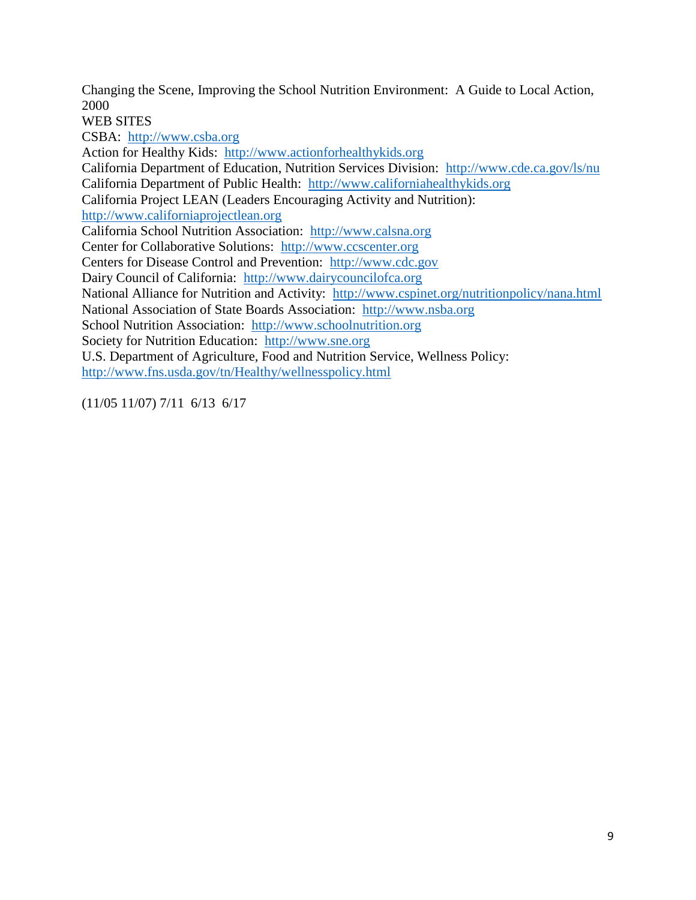Changing the Scene, Improving the School Nutrition Environment: A Guide to Local Action, 2000

WEB SITES

CSBA: http://www.csba.org
Action for Healthy Kids: http://www.actionforhealthykids.org
California Department of Education, Nutrition Services Division: http://www.cde.ca.gov/ls/nu
California Department of Public Health: http://www.californiahealthykids.org
California Project LEAN (Leaders Encouraging Activity and Nutrition): http://www.californiaprojectlean.org
California School Nutrition Association: http://www.calsna.org
Center for Collaborative Solutions: http://www.ccscenter.org
Centers for Disease Control and Prevention: http://www.cdc.gov
Dairy Council of California: http://www.dairycouncilofca.org
National Alliance for Nutrition and Activity: http://www.cspinet.org/nutritionpolicy/nana.html
National Association of State Boards Association: http://www.nsba.org
School Nutrition Association: http://www.schoolnutrition.org
Society for Nutrition Education: http://www.sne.org
U.S. Department of Agriculture, Food and Nutrition Service, Wellness Policy: http://www.fns.usda.gov/tn/Healthy/wellnesspolicy.html

(11/05 11/07) 7/11 6/13 6/17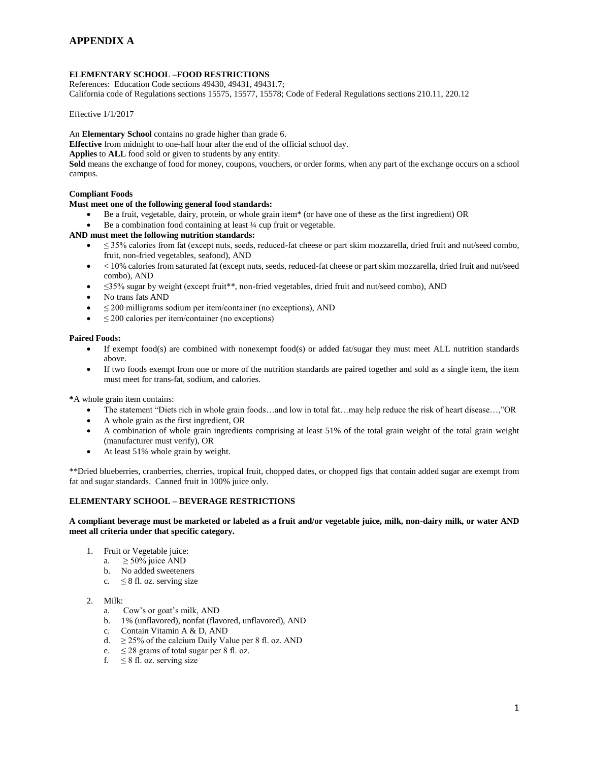# APPENDIX A

**ELEMENTARY SCHOOL –FOOD RESTRICTIONS**
References: Education Code sections 49430, 49431, 49431.7;
California code of Regulations sections 15575, 15577, 15578; Code of Federal Regulations sections 210.11, 220.12

Effective 1/1/2017

An **Elementary School** contains no grade higher than grade 6.
**Effective** from midnight to one-half hour after the end of the official school day.
**Applies** to **ALL** food sold or given to students by any entity.
**Sold** means the exchange of food for money, coupons, vouchers, or order forms, when any part of the exchange occurs on a school campus.

**Compliant Foods**
**Must meet one of the following general food standards:**

- Be a fruit, vegetable, dairy, protein, or whole grain item* (or have one of these as the first ingredient) OR
- Be a combination food containing at least ¼ cup fruit or vegetable.

**AND must meet the following nutrition standards:**

- ≤ 35% calories from fat (except nuts, seeds, reduced-fat cheese or part skim mozzarella, dried fruit and nut/seed combo, fruit, non-fried vegetables, seafood), AND
- < 10% calories from saturated fat (except nuts, seeds, reduced-fat cheese or part skim mozzarella, dried fruit and nut/seed combo), AND
- ≤35% sugar by weight (except fruit**, non-fried vegetables, dried fruit and nut/seed combo), AND
- No trans fats AND
- ≤ 200 milligrams sodium per item/container (no exceptions), AND
- ≤ 200 calories per item/container (no exceptions)

**Paired Foods:**

- If exempt food(s) are combined with nonexempt food(s) or added fat/sugar they must meet ALL nutrition standards above.
- If two foods exempt from one or more of the nutrition standards are paired together and sold as a single item, the item must meet for trans-fat, sodium, and calories.

**\***A whole grain item contains:

- The statement "Diets rich in whole grain foods…and low in total fat…may help reduce the risk of heart disease…,"OR
- A whole grain as the first ingredient, OR
- A combination of whole grain ingredients comprising at least 51% of the total grain weight of the total grain weight (manufacturer must verify), OR
- At least 51% whole grain by weight.

**Dried blueberries, cranberries, cherries, tropical fruit, chopped dates, or chopped figs that contain added sugar are exempt from fat and sugar standards. Canned fruit in 100% juice only.

**ELEMENTARY SCHOOL – BEVERAGE RESTRICTIONS**

**A compliant beverage must be marketed or labeled as a fruit and/or vegetable juice, milk, non-dairy milk, or water AND meet all criteria under that specific category.**

1. Fruit or Vegetable juice:
   a. ≥ 50% juice AND
   b. No added sweeteners
   c. ≤ 8 fl. oz. serving size

2. Milk:
   a. Cow's or goat's milk, AND
   b. 1% (unflavored), nonfat (flavored, unflavored), AND
   c. Contain Vitamin A & D, AND
   d. ≥ 25% of the calcium Daily Value per 8 fl. oz. AND
   e. ≤ 28 grams of total sugar per 8 fl. oz.
   f. ≤ 8 fl. oz. serving size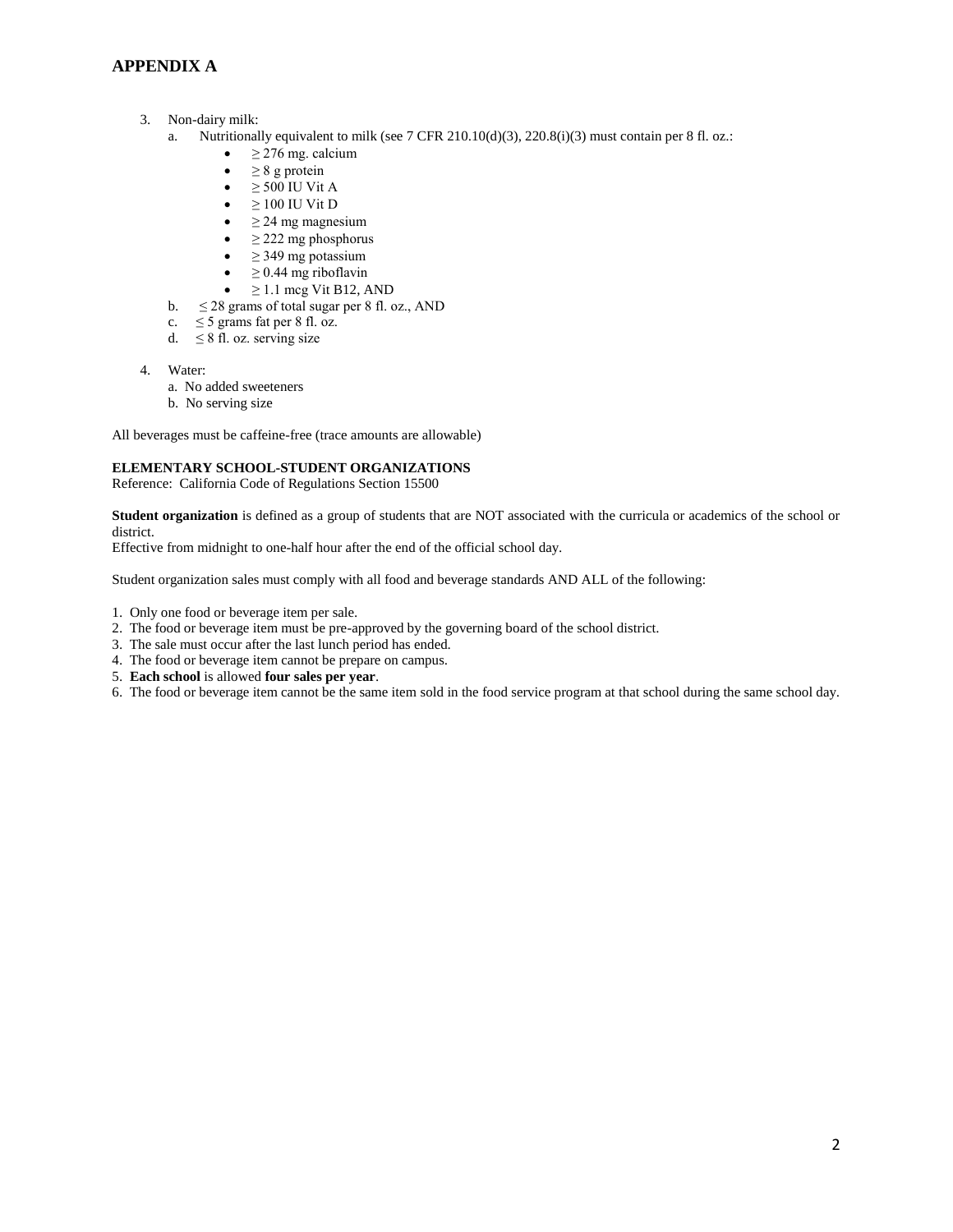## APPENDIX A

3. Non-dairy milk:
   a. Nutritionally equivalent to milk (see 7 CFR 210.10(d)(3), 220.8(i)(3) must contain per 8 fl. oz.:
      - ≥ 276 mg. calcium
      - ≥ 8 g protein
      - ≥ 500 IU Vit A
      - ≥ 100 IU Vit D
      - ≥ 24 mg magnesium
      - ≥ 222 mg phosphorus
      - ≥ 349 mg potassium
      - ≥ 0.44 mg riboflavin
      - ≥ 1.1 mcg Vit B12, AND

   b. ≤ 28 grams of total sugar per 8 fl. oz., AND
   c. ≤ 5 grams fat per 8 fl. oz.
   d. ≤ 8 fl. oz. serving size

4. Water:
   a. No added sweeteners
   b. No serving size

All beverages must be caffeine-free (trace amounts are allowable)

**ELEMENTARY SCHOOL-STUDENT ORGANIZATIONS**
Reference: California Code of Regulations Section 15500

**Student organization** is defined as a group of students that are NOT associated with the curricula or academics of the school or district.
Effective from midnight to one-half hour after the end of the official school day.

Student organization sales must comply with all food and beverage standards AND ALL of the following:

1. Only one food or beverage item per sale.
2. The food or beverage item must be pre-approved by the governing board of the school district.
3. The sale must occur after the last lunch period has ended.
4. The food or beverage item cannot be prepare on campus.
5. **Each school** is allowed **four sales per year**.
6. The food or beverage item cannot be the same item sold in the food service program at that school during the same school day.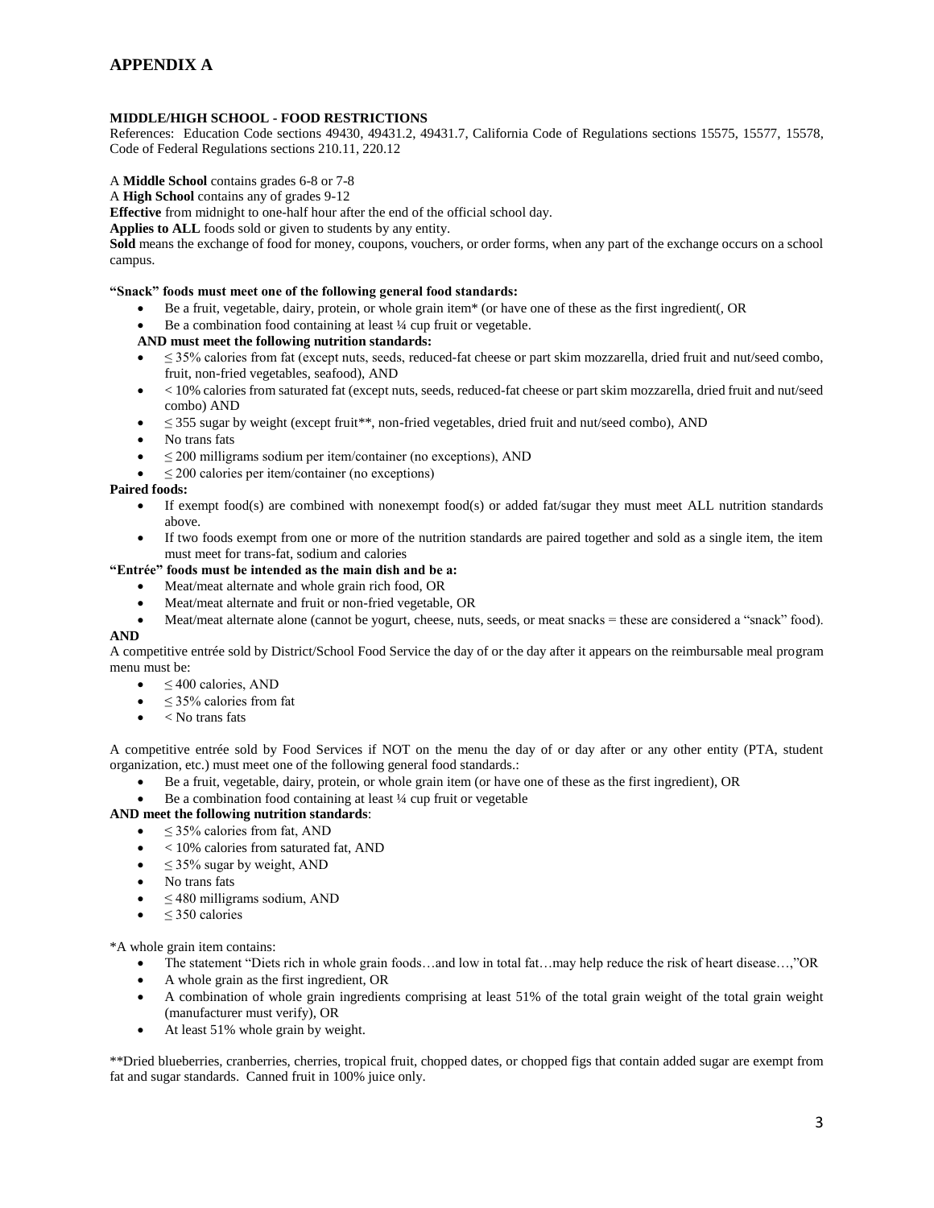# APPENDIX A

**MIDDLE/HIGH SCHOOL - FOOD RESTRICTIONS**
References: Education Code sections 49430, 49431.2, 49431.7, California Code of Regulations sections 15575, 15577, 15578, Code of Federal Regulations sections 210.11, 220.12

A **Middle School** contains grades 6-8 or 7-8
A **High School** contains any of grades 9-12
**Effective** from midnight to one-half hour after the end of the official school day.
**Applies to ALL** foods sold or given to students by any entity.
**Sold** means the exchange of food for money, coupons, vouchers, or order forms, when any part of the exchange occurs on a school campus.

**"Snack" foods must meet one of the following general food standards:**

- Be a fruit, vegetable, dairy, protein, or whole grain item* (or have one of these as the first ingredient(, OR
- Be a combination food containing at least ¼ cup fruit or vegetable.

**AND must meet the following nutrition standards:**

- ≤ 35% calories from fat (except nuts, seeds, reduced-fat cheese or part skim mozzarella, dried fruit and nut/seed combo, fruit, non-fried vegetables, seafood), AND
- < 10% calories from saturated fat (except nuts, seeds, reduced-fat cheese or part skim mozzarella, dried fruit and nut/seed combo) AND
- ≤ 355 sugar by weight (except fruit**, non-fried vegetables, dried fruit and nut/seed combo), AND
- No trans fats
- ≤ 200 milligrams sodium per item/container (no exceptions), AND
- ≤ 200 calories per item/container (no exceptions)

**Paired foods:**

- If exempt food(s) are combined with nonexempt food(s) or added fat/sugar they must meet ALL nutrition standards above.
- If two foods exempt from one or more of the nutrition standards are paired together and sold as a single item, the item must meet for trans-fat, sodium and calories

**"Entrée" foods must be intended as the main dish and be a:**

- Meat/meat alternate and whole grain rich food, OR
- Meat/meat alternate and fruit or non-fried vegetable, OR
- Meat/meat alternate alone (cannot be yogurt, cheese, nuts, seeds, or meat snacks = these are considered a "snack" food).

**AND**
A competitive entrée sold by District/School Food Service the day of or the day after it appears on the reimbursable meal program menu must be:

- ≤ 400 calories, AND
- ≤ 35% calories from fat
- < No trans fats

A competitive entrée sold by Food Services if NOT on the menu the day of or day after or any other entity (PTA, student organization, etc.) must meet one of the following general food standards.:

- Be a fruit, vegetable, dairy, protein, or whole grain item (or have one of these as the first ingredient), OR
- Be a combination food containing at least ¼ cup fruit or vegetable

**AND meet the following nutrition standards**:

- ≤ 35% calories from fat, AND
- < 10% calories from saturated fat, AND
- ≤ 35% sugar by weight, AND
- No trans fats
- ≤ 480 milligrams sodium, AND
- ≤ 350 calories

*A whole grain item contains:

- The statement "Diets rich in whole grain foods…and low in total fat…may help reduce the risk of heart disease…,"OR
- A whole grain as the first ingredient, OR
- A combination of whole grain ingredients comprising at least 51% of the total grain weight of the total grain weight (manufacturer must verify), OR
- At least 51% whole grain by weight.

**Dried blueberries, cranberries, cherries, tropical fruit, chopped dates, or chopped figs that contain added sugar are exempt from fat and sugar standards. Canned fruit in 100% juice only.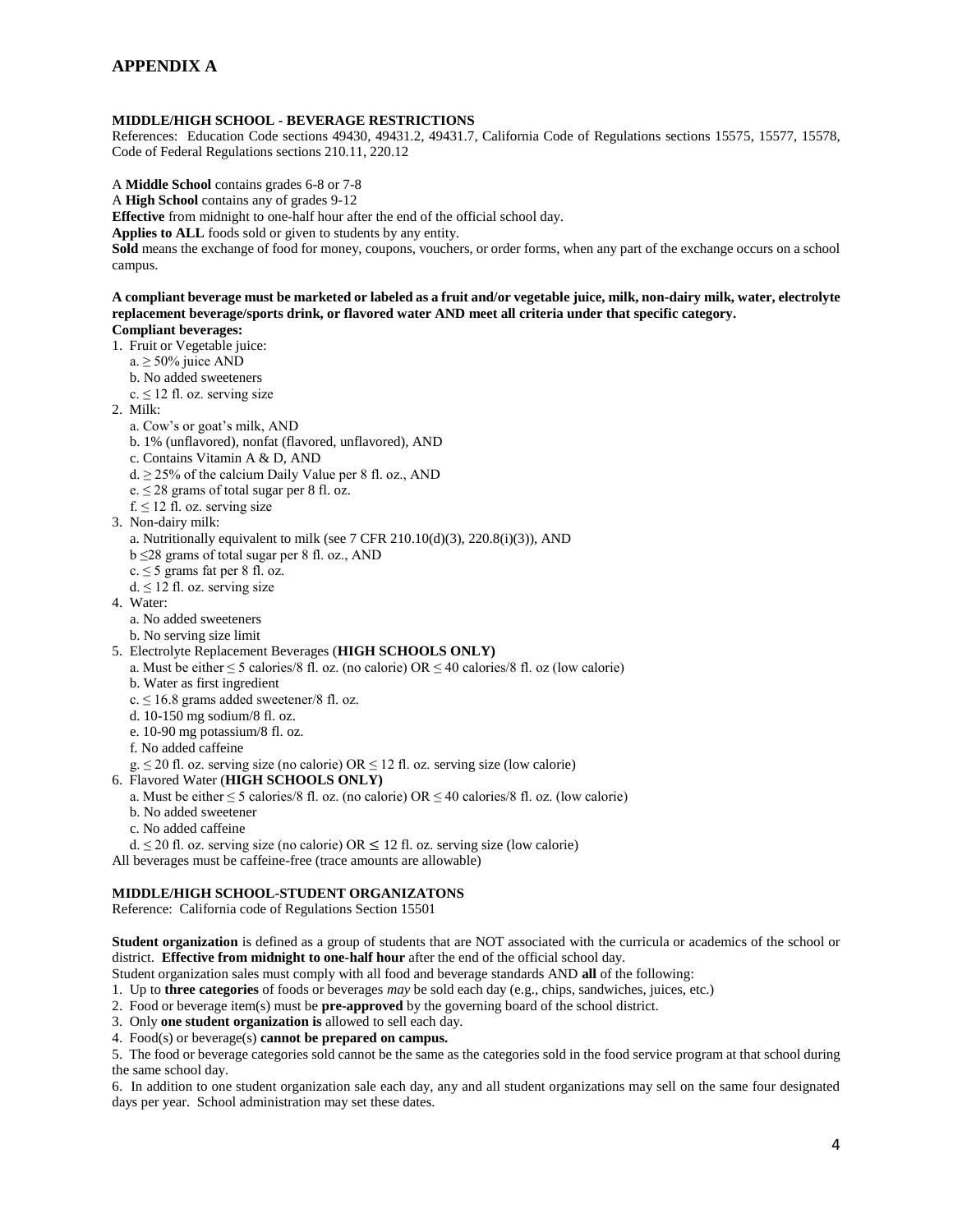# APPENDIX A

**MIDDLE/HIGH SCHOOL - BEVERAGE RESTRICTIONS**
References: Education Code sections 49430, 49431.2, 49431.7, California Code of Regulations sections 15575, 15577, 15578, Code of Federal Regulations sections 210.11, 220.12

A **Middle School** contains grades 6-8 or 7-8
A **High School** contains any of grades 9-12
**Effective** from midnight to one-half hour after the end of the official school day.
**Applies to ALL** foods sold or given to students by any entity.
**Sold** means the exchange of food for money, coupons, vouchers, or order forms, when any part of the exchange occurs on a school campus.

**A compliant beverage must be marketed or labeled as a fruit and/or vegetable juice, milk, non-dairy milk, water, electrolyte replacement beverage/sports drink, or flavored water AND meet all criteria under that specific category.**
**Compliant beverages:**

1. Fruit or Vegetable juice:
   a. ≥ 50% juice AND
   b. No added sweeteners
   c. ≤ 12 fl. oz. serving size
2. Milk:
   a. Cow's or goat's milk, AND
   b. 1% (unflavored), nonfat (flavored, unflavored), AND
   c. Contains Vitamin A & D, AND
   d. ≥ 25% of the calcium Daily Value per 8 fl. oz., AND
   e. ≤ 28 grams of total sugar per 8 fl. oz.
   f. ≤ 12 fl. oz. serving size
3. Non-dairy milk:
   a. Nutritionally equivalent to milk (see 7 CFR 210.10(d)(3), 220.8(i)(3)), AND
   b ≤28 grams of total sugar per 8 fl. oz., AND
   c. ≤ 5 grams fat per 8 fl. oz.
   d. ≤ 12 fl. oz. serving size
4. Water:
   a. No added sweeteners
   b. No serving size limit
5. Electrolyte Replacement Beverages (**HIGH SCHOOLS ONLY)**
   a. Must be either ≤ 5 calories/8 fl. oz. (no calorie) OR ≤ 40 calories/8 fl. oz (low calorie)
   b. Water as first ingredient
   c. ≤ 16.8 grams added sweetener/8 fl. oz.
   d. 10-150 mg sodium/8 fl. oz.
   e. 10-90 mg potassium/8 fl. oz.
   f. No added caffeine
   g. ≤ 20 fl. oz. serving size (no calorie) OR ≤ 12 fl. oz. serving size (low calorie)
6. Flavored Water (**HIGH SCHOOLS ONLY)**
   a. Must be either ≤ 5 calories/8 fl. oz. (no calorie) OR ≤ 40 calories/8 fl. oz. (low calorie)
   b. No added sweetener
   c. No added caffeine
   d. ≤ 20 fl. oz. serving size (no calorie) OR ≤ 12 fl. oz. serving size (low calorie)

All beverages must be caffeine-free (trace amounts are allowable)

**MIDDLE/HIGH SCHOOL-STUDENT ORGANIZATONS**
Reference: California code of Regulations Section 15501

**Student organization** is defined as a group of students that are NOT associated with the curricula or academics of the school or district. **Effective from midnight to one-half hour** after the end of the official school day.
Student organization sales must comply with all food and beverage standards AND **all** of the following:

1. Up to **three categories** of foods or beverages *may* be sold each day (e.g., chips, sandwiches, juices, etc.)
2. Food or beverage item(s) must be **pre-approved** by the governing board of the school district.
3. Only **one student organization is** allowed to sell each day.
4. Food(s) or beverage(s) **cannot be prepared on campus.**
5. The food or beverage categories sold cannot be the same as the categories sold in the food service program at that school during the same school day.
6. In addition to one student organization sale each day, any and all student organizations may sell on the same four designated days per year. School administration may set these dates.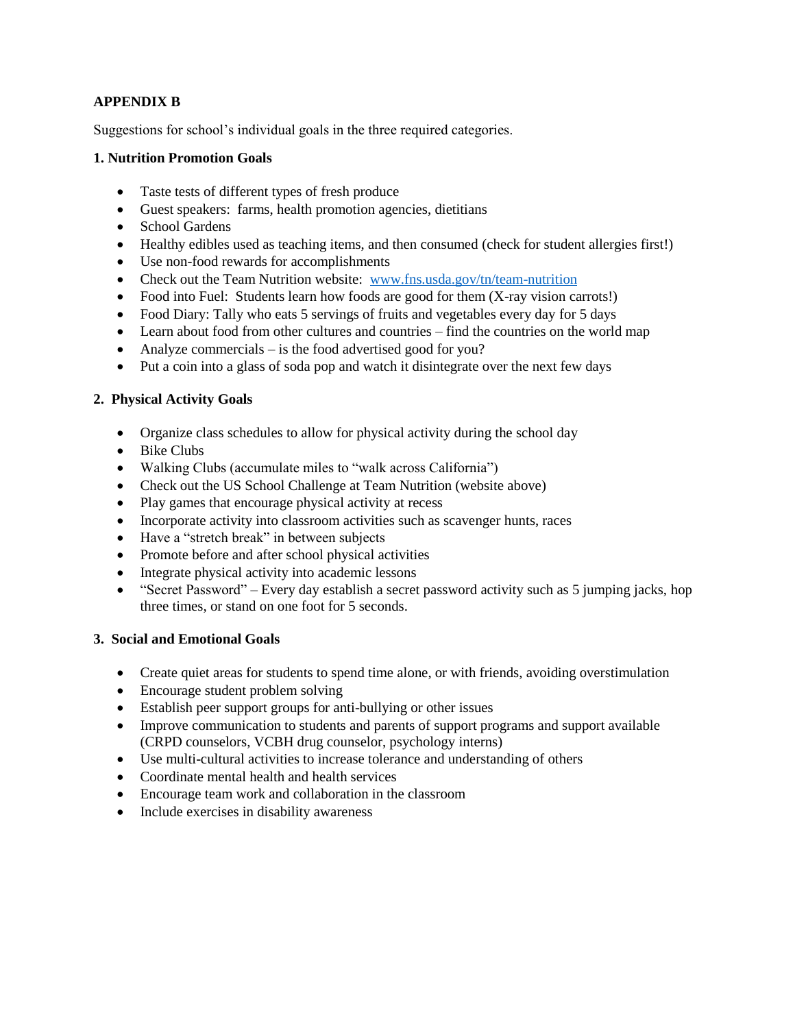**APPENDIX B**

Suggestions for school's individual goals in the three required categories.

**1. Nutrition Promotion Goals**

- Taste tests of different types of fresh produce
- Guest speakers: farms, health promotion agencies, dietitians
- School Gardens
- Healthy edibles used as teaching items, and then consumed (check for student allergies first!)
- Use non-food rewards for accomplishments
- Check out the Team Nutrition website: [www.fns.usda.gov/tn/team-nutrition](http://www.fns.usda.gov/tn/team-nutrition)
- Food into Fuel: Students learn how foods are good for them (X-ray vision carrots!)
- Food Diary: Tally who eats 5 servings of fruits and vegetables every day for 5 days
- Learn about food from other cultures and countries – find the countries on the world map
- Analyze commercials – is the food advertised good for you?
- Put a coin into a glass of soda pop and watch it disintegrate over the next few days

**2. Physical Activity Goals**

- Organize class schedules to allow for physical activity during the school day
- Bike Clubs
- Walking Clubs (accumulate miles to "walk across California")
- Check out the US School Challenge at Team Nutrition (website above)
- Play games that encourage physical activity at recess
- Incorporate activity into classroom activities such as scavenger hunts, races
- Have a "stretch break" in between subjects
- Promote before and after school physical activities
- Integrate physical activity into academic lessons
- "Secret Password" – Every day establish a secret password activity such as 5 jumping jacks, hop three times, or stand on one foot for 5 seconds.

**3. Social and Emotional Goals**

- Create quiet areas for students to spend time alone, or with friends, avoiding overstimulation
- Encourage student problem solving
- Establish peer support groups for anti-bullying or other issues
- Improve communication to students and parents of support programs and support available (CRPD counselors, VCBH drug counselor, psychology interns)
- Use multi-cultural activities to increase tolerance and understanding of others
- Coordinate mental health and health services
- Encourage team work and collaboration in the classroom
- Include exercises in disability awareness